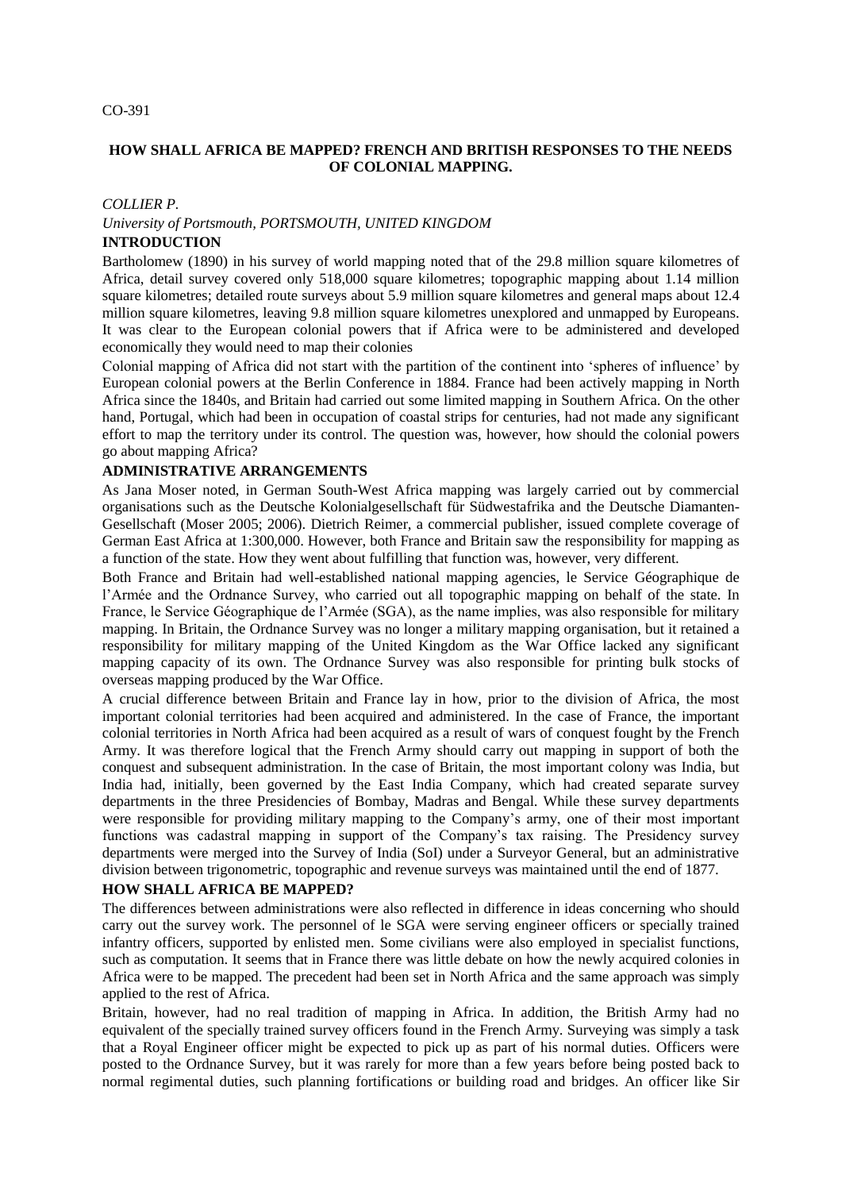CO-391

# HOW SHALL AFRICA BE MAPPED? FRENCH AND BRITISH RESPONSES TO THE NEEDS OF COLONIAL MAPPING.

*COLLIER P.*

*University of Portsmouth, PORTSMOUTH, UNITED KINGDOM*

## INTRODUCTION

Bartholomew (1890) in his survey of world mapping noted that of the 29.8 million square kilometres of Africa, detail survey covered only 518,000 square kilometres; topographic mapping about 1.14 million square kilometres; detailed route surveys about 5.9 million square kilometres and general maps about 12.4 million square kilometres, leaving 9.8 million square kilometres unexplored and unmapped by Europeans. It was clear to the European colonial powers that if Africa were to be administered and developed economically they would need to map their colonies

Colonial mapping of Africa did not start with the partition of the continent into 'spheres of influence' by European colonial powers at the Berlin Conference in 1884. France had been actively mapping in North Africa since the 1840s, and Britain had carried out some limited mapping in Southern Africa. On the other hand, Portugal, which had been in occupation of coastal strips for centuries, had not made any significant effort to map the territory under its control. The question was, however, how should the colonial powers go about mapping Africa?

## ADMINISTRATIVE ARRANGEMENTS

As Jana Moser noted, in German South-West Africa mapping was largely carried out by commercial organisations such as the Deutsche Kolonialgesellschaft für Südwestafrika and the Deutsche Diamanten-Gesellschaft (Moser 2005; 2006). Dietrich Reimer, a commercial publisher, issued complete coverage of German East Africa at 1:300,000. However, both France and Britain saw the responsibility for mapping as a function of the state. How they went about fulfilling that function was, however, very different.

Both France and Britain had well-established national mapping agencies, le Service Géographique de l'Armée and the Ordnance Survey, who carried out all topographic mapping on behalf of the state. In France, le Service Géographique de l'Armée (SGA), as the name implies, was also responsible for military mapping. In Britain, the Ordnance Survey was no longer a military mapping organisation, but it retained a responsibility for military mapping of the United Kingdom as the War Office lacked any significant mapping capacity of its own. The Ordnance Survey was also responsible for printing bulk stocks of overseas mapping produced by the War Office.

A crucial difference between Britain and France lay in how, prior to the division of Africa, the most important colonial territories had been acquired and administered. In the case of France, the important colonial territories in North Africa had been acquired as a result of wars of conquest fought by the French Army. It was therefore logical that the French Army should carry out mapping in support of both the conquest and subsequent administration. In the case of Britain, the most important colony was India, but India had, initially, been governed by the East India Company, which had created separate survey departments in the three Presidencies of Bombay, Madras and Bengal. While these survey departments were responsible for providing military mapping to the Company's army, one of their most important functions was cadastral mapping in support of the Company's tax raising. The Presidency survey departments were merged into the Survey of India (SoI) under a Surveyor General, but an administrative division between trigonometric, topographic and revenue surveys was maintained until the end of 1877.

## HOW SHALL AFRICA BE MAPPED?

The differences between administrations were also reflected in difference in ideas concerning who should carry out the survey work. The personnel of le SGA were serving engineer officers or specially trained infantry officers, supported by enlisted men. Some civilians were also employed in specialist functions, such as computation. It seems that in France there was little debate on how the newly acquired colonies in Africa were to be mapped. The precedent had been set in North Africa and the same approach was simply applied to the rest of Africa.

Britain, however, had no real tradition of mapping in Africa. In addition, the British Army had no equivalent of the specially trained survey officers found in the French Army. Surveying was simply a task that a Royal Engineer officer might be expected to pick up as part of his normal duties. Officers were posted to the Ordnance Survey, but it was rarely for more than a few years before being posted back to normal regimental duties, such planning fortifications or building road and bridges. An officer like Sir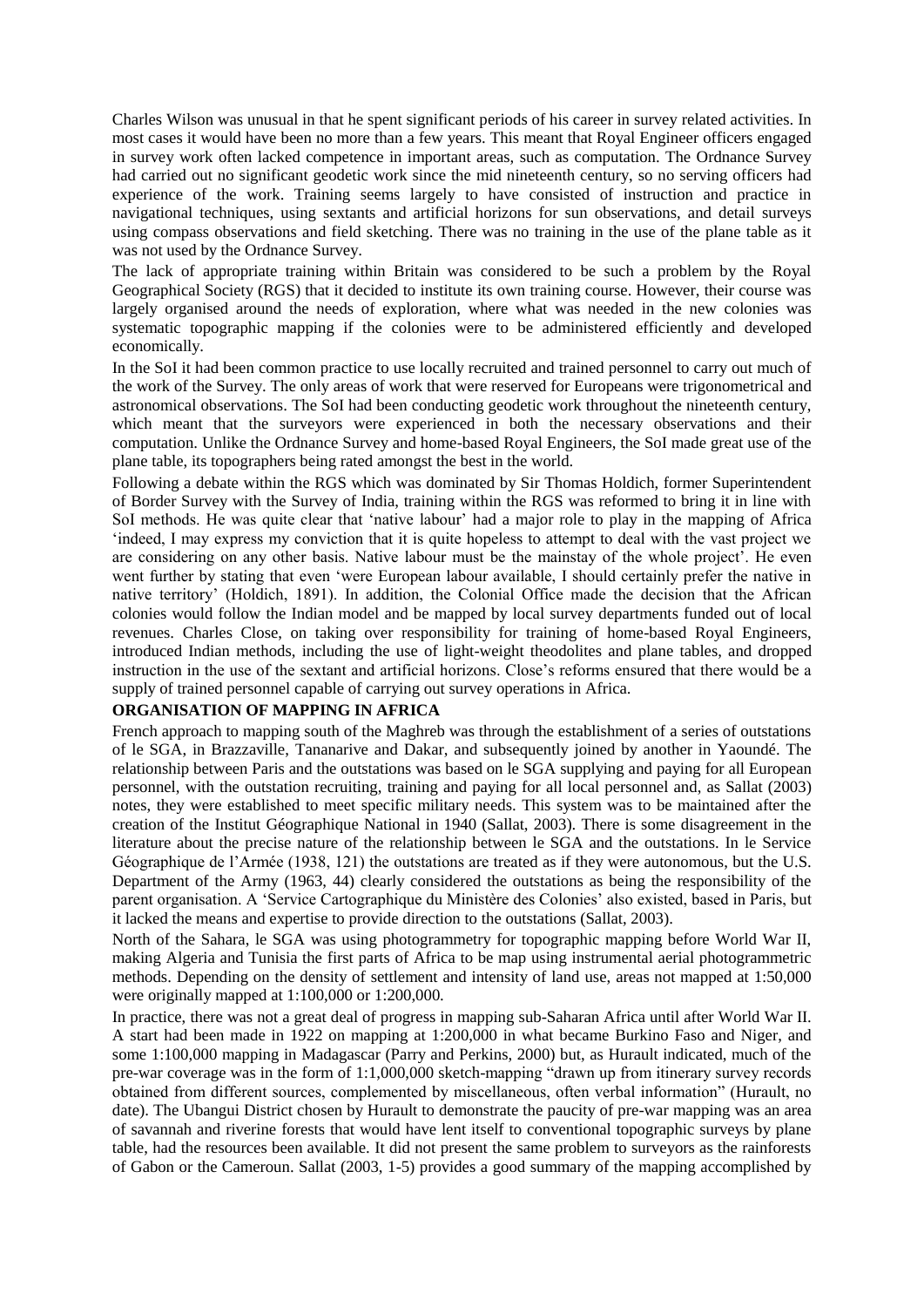Charles Wilson was unusual in that he spent significant periods of his career in survey related activities. In most cases it would have been no more than a few years. This meant that Royal Engineer officers engaged in survey work often lacked competence in important areas, such as computation. The Ordnance Survey had carried out no significant geodetic work since the mid nineteenth century, so no serving officers had experience of the work. Training seems largely to have consisted of instruction and practice in navigational techniques, using sextants and artificial horizons for sun observations, and detail surveys using compass observations and field sketching. There was no training in the use of the plane table as it was not used by the Ordnance Survey.

The lack of appropriate training within Britain was considered to be such a problem by the Royal Geographical Society (RGS) that it decided to institute its own training course. However, their course was largely organised around the needs of exploration, where what was needed in the new colonies was systematic topographic mapping if the colonies were to be administered efficiently and developed economically.

In the SoI it had been common practice to use locally recruited and trained personnel to carry out much of the work of the Survey. The only areas of work that were reserved for Europeans were trigonometrical and astronomical observations. The SoI had been conducting geodetic work throughout the nineteenth century, which meant that the surveyors were experienced in both the necessary observations and their computation. Unlike the Ordnance Survey and home-based Royal Engineers, the SoI made great use of the plane table, its topographers being rated amongst the best in the world.

Following a debate within the RGS which was dominated by Sir Thomas Holdich, former Superintendent of Border Survey with the Survey of India, training within the RGS was reformed to bring it in line with SoI methods. He was quite clear that 'native labour' had a major role to play in the mapping of Africa 'indeed, I may express my conviction that it is quite hopeless to attempt to deal with the vast project we are considering on any other basis. Native labour must be the mainstay of the whole project'. He even went further by stating that even 'were European labour available, I should certainly prefer the native in native territory' (Holdich, 1891). In addition, the Colonial Office made the decision that the African colonies would follow the Indian model and be mapped by local survey departments funded out of local revenues. Charles Close, on taking over responsibility for training of home-based Royal Engineers, introduced Indian methods, including the use of light-weight theodolites and plane tables, and dropped instruction in the use of the sextant and artificial horizons. Close's reforms ensured that there would be a supply of trained personnel capable of carrying out survey operations in Africa.

## ORGANISATION OF MAPPING IN AFRICA

French approach to mapping south of the Maghreb was through the establishment of a series of outstations of le SGA, in Brazzaville, Tananarive and Dakar, and subsequently joined by another in Yaoundé. The relationship between Paris and the outstations was based on le SGA supplying and paying for all European personnel, with the outstation recruiting, training and paying for all local personnel and, as Sallat (2003) notes, they were established to meet specific military needs. This system was to be maintained after the creation of the Institut Géographique National in 1940 (Sallat, 2003). There is some disagreement in the literature about the precise nature of the relationship between le SGA and the outstations. In le Service Géographique de l'Armée (1938, 121) the outstations are treated as if they were autonomous, but the U.S. Department of the Army (1963, 44) clearly considered the outstations as being the responsibility of the parent organisation. A 'Service Cartographique du Ministère des Colonies' also existed, based in Paris, but it lacked the means and expertise to provide direction to the outstations (Sallat, 2003).

North of the Sahara, le SGA was using photogrammetry for topographic mapping before World War II, making Algeria and Tunisia the first parts of Africa to be map using instrumental aerial photogrammetric methods. Depending on the density of settlement and intensity of land use, areas not mapped at 1:50,000 were originally mapped at 1:100,000 or 1:200,000.

In practice, there was not a great deal of progress in mapping sub-Saharan Africa until after World War II. A start had been made in 1922 on mapping at 1:200,000 in what became Burkino Faso and Niger, and some 1:100,000 mapping in Madagascar (Parry and Perkins, 2000) but, as Hurault indicated, much of the pre-war coverage was in the form of 1:1,000,000 sketch-mapping "drawn up from itinerary survey records obtained from different sources, complemented by miscellaneous, often verbal information" (Hurault, no date). The Ubangui District chosen by Hurault to demonstrate the paucity of pre-war mapping was an area of savannah and riverine forests that would have lent itself to conventional topographic surveys by plane table, had the resources been available. It did not present the same problem to surveyors as the rainforests of Gabon or the Cameroun. Sallat (2003, 1-5) provides a good summary of the mapping accomplished by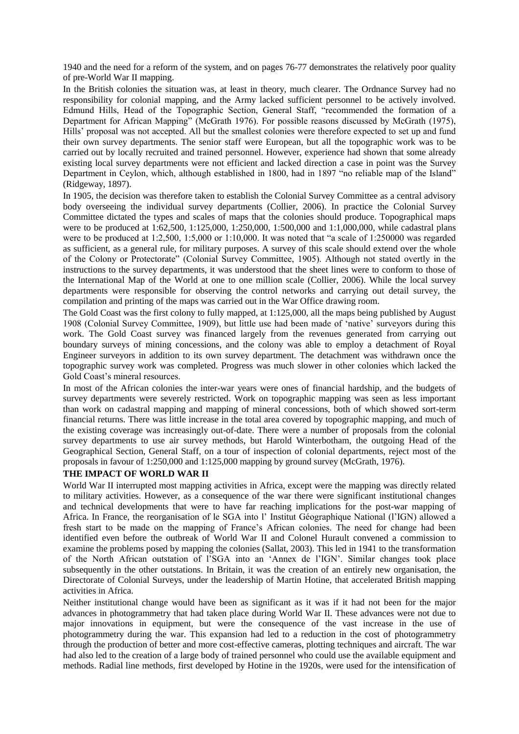1940 and the need for a reform of the system, and on pages 76-77 demonstrates the relatively poor quality of pre-World War II mapping.

In the British colonies the situation was, at least in theory, much clearer. The Ordnance Survey had no responsibility for colonial mapping, and the Army lacked sufficient personnel to be actively involved. Edmund Hills, Head of the Topographic Section, General Staff, "recommended the formation of a Department for African Mapping" (McGrath 1976). For possible reasons discussed by McGrath (1975), Hills' proposal was not accepted. All but the smallest colonies were therefore expected to set up and fund their own survey departments. The senior staff were European, but all the topographic work was to be carried out by locally recruited and trained personnel. However, experience had shown that some already existing local survey departments were not efficient and lacked direction a case in point was the Survey Department in Ceylon, which, although established in 1800, had in 1897 "no reliable map of the Island" (Ridgeway, 1897).

In 1905, the decision was therefore taken to establish the Colonial Survey Committee as a central advisory body overseeing the individual survey departments (Collier, 2006). In practice the Colonial Survey Committee dictated the types and scales of maps that the colonies should produce. Topographical maps were to be produced at 1:62,500, 1:125,000, 1:250,000, 1:500,000 and 1:1,000,000, while cadastral plans were to be produced at 1:2,500, 1:5,000 or 1:10,000. It was noted that "a scale of 1:250000 was regarded as sufficient, as a general rule, for military purposes. A survey of this scale should extend over the whole of the Colony or Protectorate" (Colonial Survey Committee, 1905). Although not stated overtly in the instructions to the survey departments, it was understood that the sheet lines were to conform to those of the International Map of the World at one to one million scale (Collier, 2006). While the local survey departments were responsible for observing the control networks and carrying out detail survey, the compilation and printing of the maps was carried out in the War Office drawing room.

The Gold Coast was the first colony to fully mapped, at 1:125,000, all the maps being published by August 1908 (Colonial Survey Committee, 1909), but little use had been made of 'native' surveyors during this work. The Gold Coast survey was financed largely from the revenues generated from carrying out boundary surveys of mining concessions, and the colony was able to employ a detachment of Royal Engineer surveyors in addition to its own survey department. The detachment was withdrawn once the topographic survey work was completed. Progress was much slower in other colonies which lacked the Gold Coast's mineral resources.

In most of the African colonies the inter-war years were ones of financial hardship, and the budgets of survey departments were severely restricted. Work on topographic mapping was seen as less important than work on cadastral mapping and mapping of mineral concessions, both of which showed sort-term financial returns. There was little increase in the total area covered by topographic mapping, and much of the existing coverage was increasingly out-of-date. There were a number of proposals from the colonial survey departments to use air survey methods, but Harold Winterbotham, the outgoing Head of the Geographical Section, General Staff, on a tour of inspection of colonial departments, reject most of the proposals in favour of 1:250,000 and 1:125,000 mapping by ground survey (McGrath, 1976).

**THE IMPACT OF WORLD WAR II**

World War II interrupted most mapping activities in Africa, except were the mapping was directly related to military activities. However, as a consequence of the war there were significant institutional changes and technical developments that were to have far reaching implications for the post-war mapping of Africa. In France, the reorganisation of le SGA into l' Institut Géographique National (l'IGN) allowed a fresh start to be made on the mapping of France's African colonies. The need for change had been identified even before the outbreak of World War II and Colonel Hurault convened a commission to examine the problems posed by mapping the colonies (Sallat, 2003). This led in 1941 to the transformation of the North African outstation of l'SGA into an 'Annex de l'IGN'. Similar changes took place subsequently in the other outstations. In Britain, it was the creation of an entirely new organisation, the Directorate of Colonial Surveys, under the leadership of Martin Hotine, that accelerated British mapping activities in Africa.

Neither institutional change would have been as significant as it was if it had not been for the major advances in photogrammetry that had taken place during World War II. These advances were not due to major innovations in equipment, but were the consequence of the vast increase in the use of photogrammetry during the war. This expansion had led to a reduction in the cost of photogrammetry through the production of better and more cost-effective cameras, plotting techniques and aircraft. The war had also led to the creation of a large body of trained personnel who could use the available equipment and methods. Radial line methods, first developed by Hotine in the 1920s, were used for the intensification of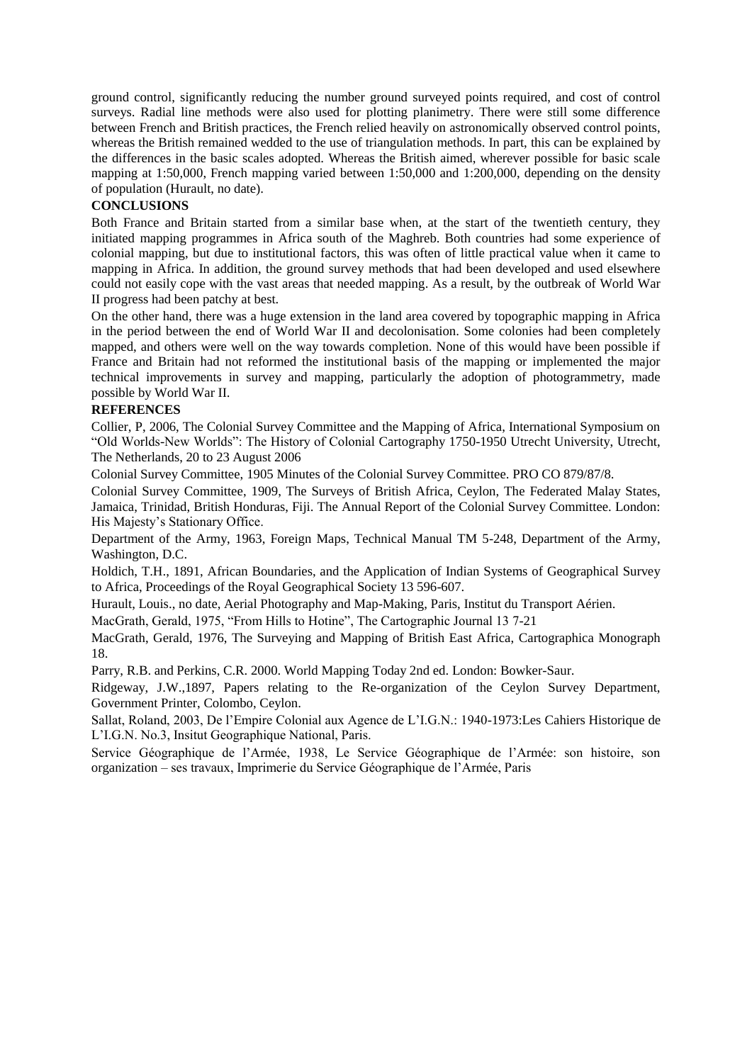ground control, significantly reducing the number ground surveyed points required, and cost of control surveys. Radial line methods were also used for plotting planimetry. There were still some difference between French and British practices, the French relied heavily on astronomically observed control points, whereas the British remained wedded to the use of triangulation methods. In part, this can be explained by the differences in the basic scales adopted. Whereas the British aimed, wherever possible for basic scale mapping at 1:50,000, French mapping varied between 1:50,000 and 1:200,000, depending on the density of population (Hurault, no date).

## CONCLUSIONS

Both France and Britain started from a similar base when, at the start of the twentieth century, they initiated mapping programmes in Africa south of the Maghreb. Both countries had some experience of colonial mapping, but due to institutional factors, this was often of little practical value when it came to mapping in Africa. In addition, the ground survey methods that had been developed and used elsewhere could not easily cope with the vast areas that needed mapping. As a result, by the outbreak of World War II progress had been patchy at best.

On the other hand, there was a huge extension in the land area covered by topographic mapping in Africa in the period between the end of World War II and decolonisation. Some colonies had been completely mapped, and others were well on the way towards completion. None of this would have been possible if France and Britain had not reformed the institutional basis of the mapping or implemented the major technical improvements in survey and mapping, particularly the adoption of photogrammetry, made possible by World War II.

## REFERENCES

Collier, P, 2006, The Colonial Survey Committee and the Mapping of Africa, International Symposium on "Old Worlds-New Worlds": The History of Colonial Cartography 1750-1950 Utrecht University, Utrecht, The Netherlands, 20 to 23 August 2006

Colonial Survey Committee, 1905 Minutes of the Colonial Survey Committee. PRO CO 879/87/8.

Colonial Survey Committee, 1909, The Surveys of British Africa, Ceylon, The Federated Malay States, Jamaica, Trinidad, British Honduras, Fiji. The Annual Report of the Colonial Survey Committee. London: His Majesty's Stationary Office.

Department of the Army, 1963, Foreign Maps, Technical Manual TM 5-248, Department of the Army, Washington, D.C.

Holdich, T.H., 1891, African Boundaries, and the Application of Indian Systems of Geographical Survey to Africa, Proceedings of the Royal Geographical Society 13 596-607.

Hurault, Louis., no date, Aerial Photography and Map-Making, Paris, Institut du Transport Aérien.

MacGrath, Gerald, 1975, "From Hills to Hotine", The Cartographic Journal 13 7-21

MacGrath, Gerald, 1976, The Surveying and Mapping of British East Africa, Cartographica Monograph 18.

Parry, R.B. and Perkins, C.R. 2000. World Mapping Today 2nd ed. London: Bowker-Saur.

Ridgeway, J.W.,1897, Papers relating to the Re-organization of the Ceylon Survey Department, Government Printer, Colombo, Ceylon.

Sallat, Roland, 2003, De l'Empire Colonial aux Agence de L'I.G.N.: 1940-1973:Les Cahiers Historique de L'I.G.N. No.3, Insitut Geographique National, Paris.

Service Géographique de l'Armée, 1938, Le Service Géographique de l'Armée: son histoire, son organization – ses travaux, Imprimerie du Service Géographique de l'Armée, Paris